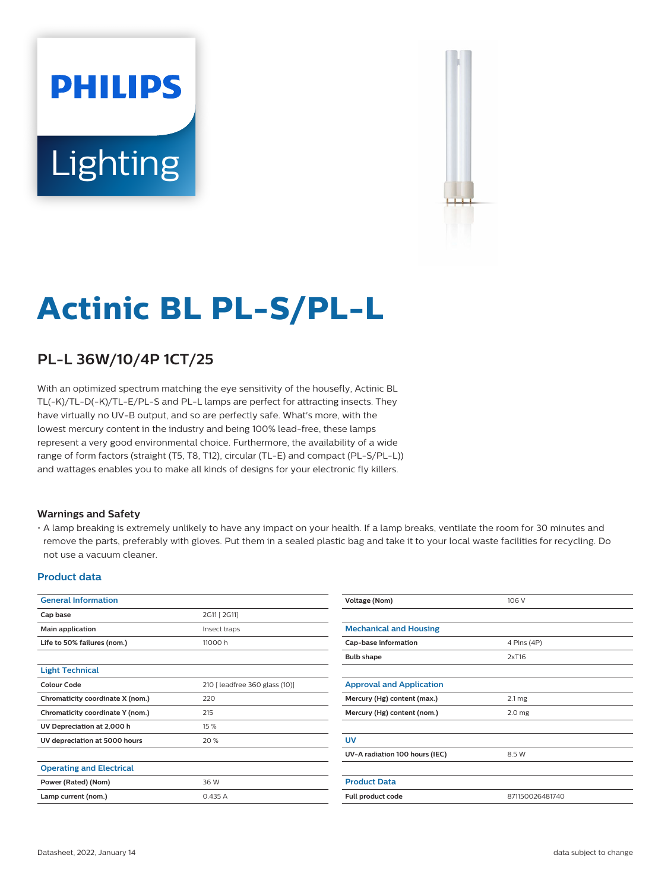PHILIPS

Lighting

# Actinic BL PL-S/PL-L

## PL-L 36W/10/4P 1CT/25

With an optimized spectrum matching the eye sensitivity of the housefly, Actinic BL TL(-K)/TL-D(-K)/TL-E/PL-S and PL-L lamps are perfect for attracting insects. They have virtually no UV-B output, and so are perfectly safe. What's more, with the lowest mercury content in the industry and being 100% lead-free, these lamps represent a very good environmental choice. Furthermore, the availability of a wide range of form factors (straight (T5, T8, T12), circular (TL-E) and compact (PL-S/PL-L)) and wattages enables you to make all kinds of designs for your electronic fly killers.

### Warnings and Safety

- A lamp breaking is extremely unlikely to have any impact on your health. If a lamp breaks, ventilate the room for 30 minutes and remove the parts, preferably with gloves. Put them in a sealed plastic bag and take it to your local waste facilities for recycling. Do not use a vacuum cleaner.

### Product data

| General Information | |
|---|---|
| Cap base | 2G11 [ 2G11] |
| Main application | Insect traps |
| Life to 50% failures (nom.) | 11000 h |

| Light Technical | |
|---|---|
| Colour Code | 210 [ leadfree 360 glass (10)] |
| Chromaticity coordinate X (nom.) | 220 |
| Chromaticity coordinate Y (nom.) | 215 |
| UV Depreciation at 2,000 h | 15 % |
| UV depreciation at 5000 hours | 20 % |

| Operating and Electrical | |
|---|---|
| Power (Rated) (Nom) | 36 W |
| Lamp current (nom.) | 0.435 A |
| Voltage (Nom) | 106 V |

| Mechanical and Housing | |
|---|---|
| Cap-base information | 4 Pins (4P) |
| Bulb shape | 2xT16 |

| Approval and Application | |
|---|---|
| Mercury (Hg) content (max.) | 2.1 mg |
| Mercury (Hg) content (nom.) | 2.0 mg |

| UV | |
|---|---|
| UV-A radiation 100 hours (IEC) | 8.5 W |

| Product Data | |
|---|---|
| Full product code | 871150026481740 |

Datasheet, 2022, January 14

data subject to change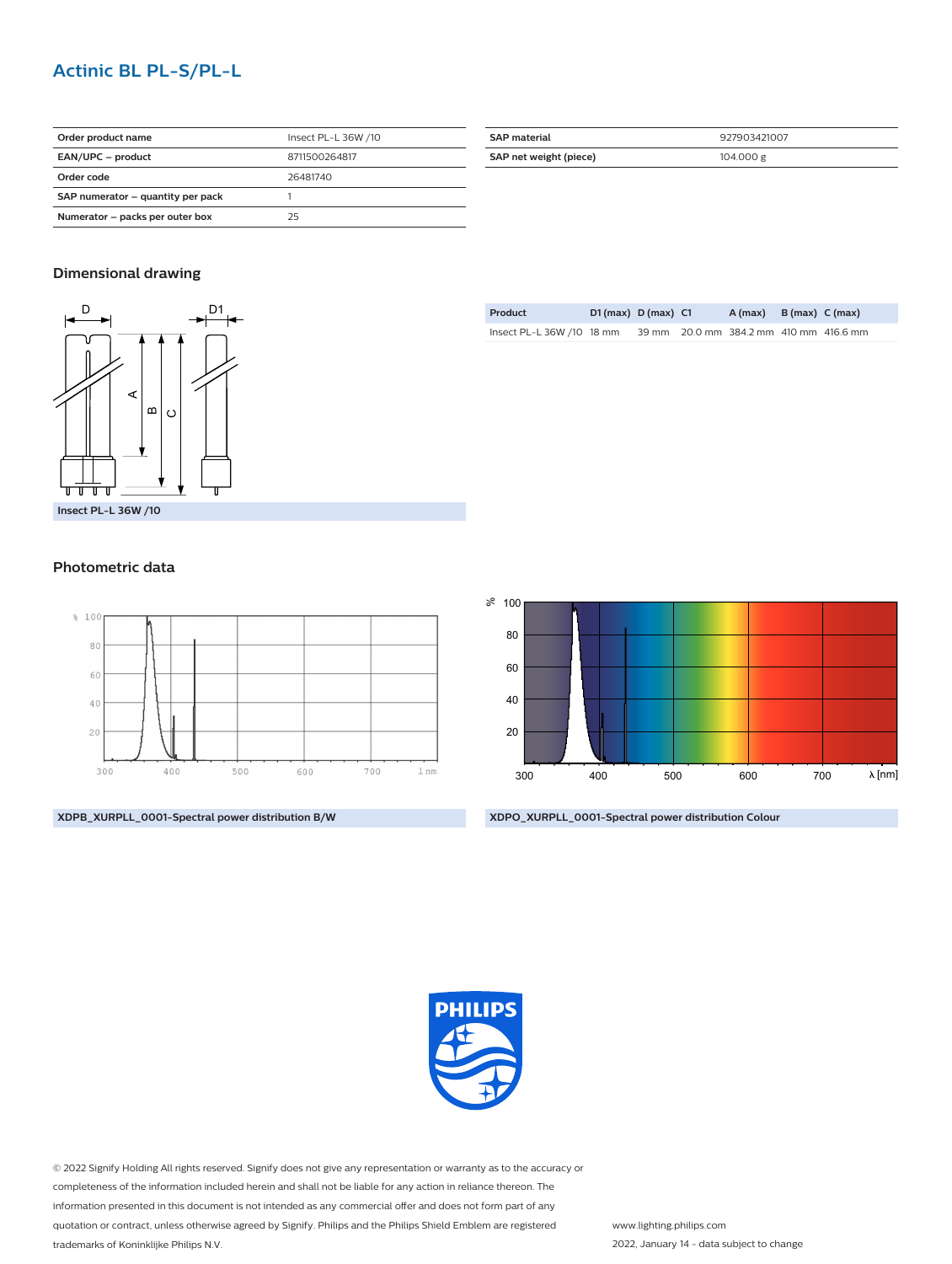# Actinic BL PL-S/PL-L

| | |
|---|---|
| Order product name | Insect PL-L 36W /10 |
| EAN/UPC – product | 8711500264817 |
| Order code | 26481740 |
| SAP numerator – quantity per pack | 1 |
| Numerator – packs per outer box | 25 |

| | |
|---|---|
| SAP material | 927903421007 |
| SAP net weight (piece) | 104.000 g |

## Dimensional drawing

D

D1

A

B

C

Insect PL-L 36W /10

| Product | D1 (max) | D (max) | C1 | A (max) | B (max) | C (max) |
|---|---|---|---|---|---|---|
| Insect PL-L 36W /10 | 18 mm | 39 mm | 20.0 mm | 384.2 mm | 410 mm | 416.6 mm |

## Photometric data

% 100
80
60
40
20
300
400
500
600
700
λ nm

XDPB_XURPLL_0001-Spectral power distribution B/W

%
100
80
60
40
20
300
400
500
600
700
λ [nm]

XDPO_XURPLL_0001-Spectral power distribution Colour

© 2022 Signify Holding All rights reserved. Signify does not give any representation or warranty as to the accuracy or completeness of the information included herein and shall not be liable for any action in reliance thereon. The information presented in this document is not intended as any commercial offer and does not form part of any quotation or contract, unless otherwise agreed by Signify. Philips and the Philips Shield Emblem are registered trademarks of Koninklijke Philips N.V.

www.lighting.philips.com

2022, January 14 - data subject to change